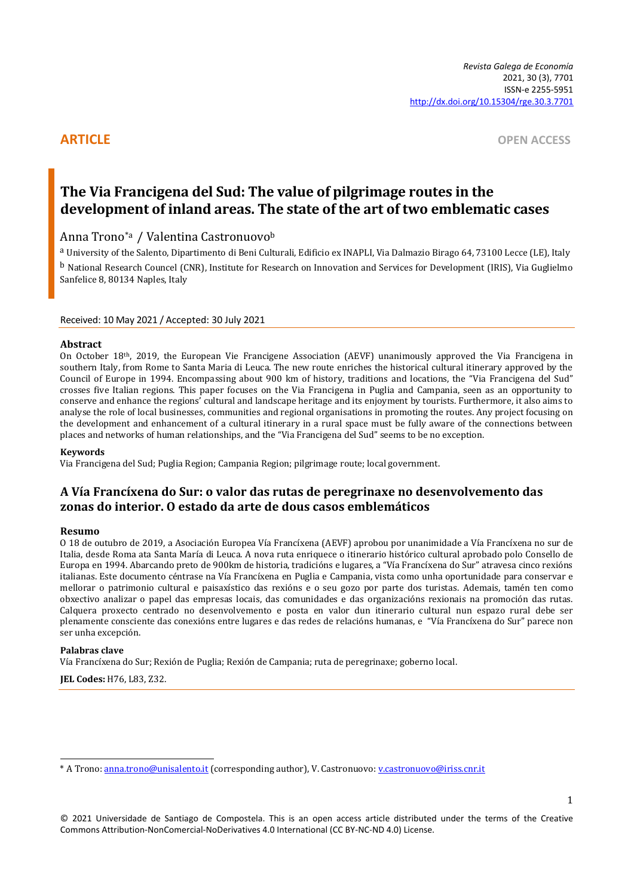ARTICLE

OPEN ACCESS

# The Via Francigena del Sud: The value of pilgrimage routes in the development of inland areas. The state of the art of two emblematic cases

Anna Trono*[a] / Valentina Castronuovo[b]

[a] University of the Salento, Dipartimento di Beni Culturali, Edificio ex INAPLI, Via Dalmazio Birago 64, 73100 Lecce (LE), Italy

[b] National Research Council (CNR), Institute for Research on Innovation and Services for Development (IRIS), Via Guglielmo Sanfelice 8, 80134 Naples, Italy

Received: 10 May 2021 / Accepted: 30 July 2021

## Abstract

On October 18th, 2019, the European Vie Francigene Association (AEVF) unanimously approved the Via Francigena in southern Italy, from Rome to Santa Maria di Leuca. The new route enriches the historical cultural itinerary approved by the Council of Europe in 1994. Encompassing about 900 km of history, traditions and locations, the "Via Francigena del Sud" crosses five Italian regions. This paper focuses on the Via Francigena in Puglia and Campania, seen as an opportunity to conserve and enhance the regions' cultural and landscape heritage and its enjoyment by tourists. Furthermore, it also aims to analyse the role of local businesses, communities and regional organisations in promoting the routes. Any project focusing on the development and enhancement of a cultural itinerary in a rural space must be fully aware of the connections between places and networks of human relationships, and the "Via Francigena del Sud" seems to be no exception.

### Keywords

Via Francigena del Sud; Puglia Region; Campania Region; pilgrimage route; local government.

# A Vía Francíxena do Sur: o valor das rutas de peregrinaxe no desenvolvemento das zonas do interior. O estado da arte de dous casos emblemáticos

## Resumo

O 18 de outubro de 2019, a Asociación Europea Vía Francíxena (AEVF) aprobou por unanimidade a Vía Francíxena no sur de Italia, desde Roma ata Santa María di Leuca. A nova ruta enriquece o itinerario histórico cultural aprobado polo Consello de Europa en 1994. Abarcando preto de 900km de historia, tradicións e lugares, a "Vía Francíxena do Sur" atravesa cinco rexións italianas. Este documento céntrase na Vía Francíxena en Puglia e Campania, vista como unha oportunidade para conservar e mellorar o patrimonio cultural e paisaxístico das rexións e o seu gozo por parte dos turistas. Ademais, tamén ten como obxectivo analizar o papel das empresas locais, das comunidades e das organizacións rexionais na promoción das rutas. Calquera proxecto centrado no desenvolvemento e posta en valor dun itinerario cultural nun espazo rural debe ser plenamente consciente das conexións entre lugares e das redes de relacións humanas, e "Vía Francíxena do Sur" parece non ser unha excepción.

### Palabras clave

Vía Francíxena do Sur; Rexión de Puglia; Rexión de Campania; ruta de peregrinaxe; goberno local.

**JEL Codes:** H76, L83, Z32.

---

\* A Trono: anna.trono@unisalento.it (corresponding author), V. Castronuovo: v.castronuovo@iriss.cnr.it

© 2021 Universidade de Santiago de Compostela. This is an open access article distributed under the terms of the Creative Commons Attribution-NonComercial-NoDerivatives 4.0 International (CC BY-NC-ND 4.0) License.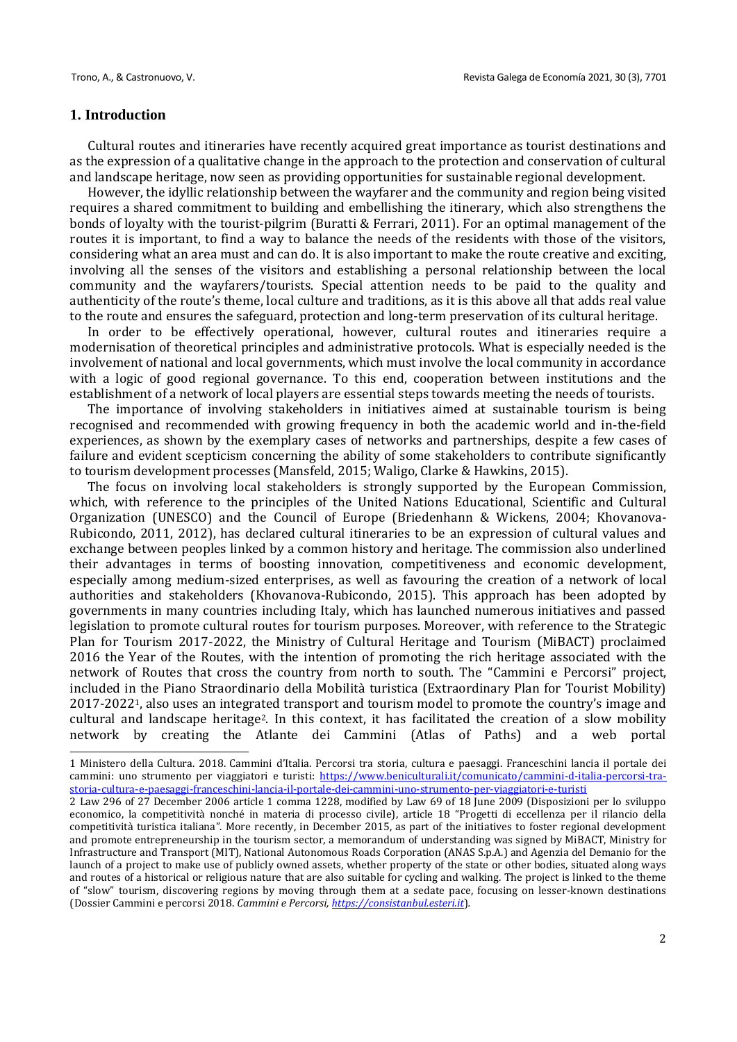## 1. Introduction

Cultural routes and itineraries have recently acquired great importance as tourist destinations and as the expression of a qualitative change in the approach to the protection and conservation of cultural and landscape heritage, now seen as providing opportunities for sustainable regional development.

However, the idyllic relationship between the wayfarer and the community and region being visited requires a shared commitment to building and embellishing the itinerary, which also strengthens the bonds of loyalty with the tourist-pilgrim (Buratti & Ferrari, 2011). For an optimal management of the routes it is important, to find a way to balance the needs of the residents with those of the visitors, considering what an area must and can do. It is also important to make the route creative and exciting, involving all the senses of the visitors and establishing a personal relationship between the local community and the wayfarers/tourists. Special attention needs to be paid to the quality and authenticity of the route's theme, local culture and traditions, as it is this above all that adds real value to the route and ensures the safeguard, protection and long-term preservation of its cultural heritage.

In order to be effectively operational, however, cultural routes and itineraries require a modernisation of theoretical principles and administrative protocols. What is especially needed is the involvement of national and local governments, which must involve the local community in accordance with a logic of good regional governance. To this end, cooperation between institutions and the establishment of a network of local players are essential steps towards meeting the needs of tourists.

The importance of involving stakeholders in initiatives aimed at sustainable tourism is being recognised and recommended with growing frequency in both the academic world and in-the-field experiences, as shown by the exemplary cases of networks and partnerships, despite a few cases of failure and evident scepticism concerning the ability of some stakeholders to contribute significantly to tourism development processes (Mansfeld, 2015; Waligo, Clarke & Hawkins, 2015).

The focus on involving local stakeholders is strongly supported by the European Commission, which, with reference to the principles of the United Nations Educational, Scientific and Cultural Organization (UNESCO) and the Council of Europe (Briedenhann & Wickens, 2004; Khovanova-Rubicondo, 2011, 2012), has declared cultural itineraries to be an expression of cultural values and exchange between peoples linked by a common history and heritage. The commission also underlined their advantages in terms of boosting innovation, competitiveness and economic development, especially among medium-sized enterprises, as well as favouring the creation of a network of local authorities and stakeholders (Khovanova-Rubicondo, 2015). This approach has been adopted by governments in many countries including Italy, which has launched numerous initiatives and passed legislation to promote cultural routes for tourism purposes. Moreover, with reference to the Strategic Plan for Tourism 2017-2022, the Ministry of Cultural Heritage and Tourism (MiBACT) proclaimed 2016 the Year of the Routes, with the intention of promoting the rich heritage associated with the network of Routes that cross the country from north to south. The "Cammini e Percorsi" project, included in the Piano Straordinario della Mobilità turistica (Extraordinary Plan for Tourist Mobility) 2017-2022[1], also uses an integrated transport and tourism model to promote the country's image and cultural and landscape heritage[2]. In this context, it has facilitated the creation of a slow mobility network by creating the Atlante dei Cammini (Atlas of Paths) and a web portal

---

1 Ministero della Cultura. 2018. Cammini d'Italia. Percorsi tra storia, cultura e paesaggi. Franceschini lancia il portale dei cammini: uno strumento per viaggiatori e turisti: https://www.beniculturali.it/comunicato/cammini-d-italia-percorsi-tra-storia-cultura-e-paesaggi-franceschini-lancia-il-portale-dei-cammini-uno-strumento-per-viaggiatori-e-turisti

2 Law 296 of 27 December 2006 article 1 comma 1228, modified by Law 69 of 18 June 2009 (Disposizioni per lo sviluppo economico, la competitività nonché in materia di processo civile), article 18 "Progetti di eccellenza per il rilancio della competitività turistica italiana". More recently, in December 2015, as part of the initiatives to foster regional development and promote entrepreneurship in the tourism sector, a memorandum of understanding was signed by MiBACT, Ministry for Infrastructure and Transport (MIT), National Autonomous Roads Corporation (ANAS S.p.A.) and Agenzia del Demanio for the launch of a project to make use of publicly owned assets, whether property of the state or other bodies, situated along ways and routes of a historical or religious nature that are also suitable for cycling and walking. The project is linked to the theme of "slow" tourism, discovering regions by moving through them at a sedate pace, focusing on lesser-known destinations (Dossier Cammini e percorsi 2018. *Cammini e Percorsi, https://consistanbul.esteri.it*).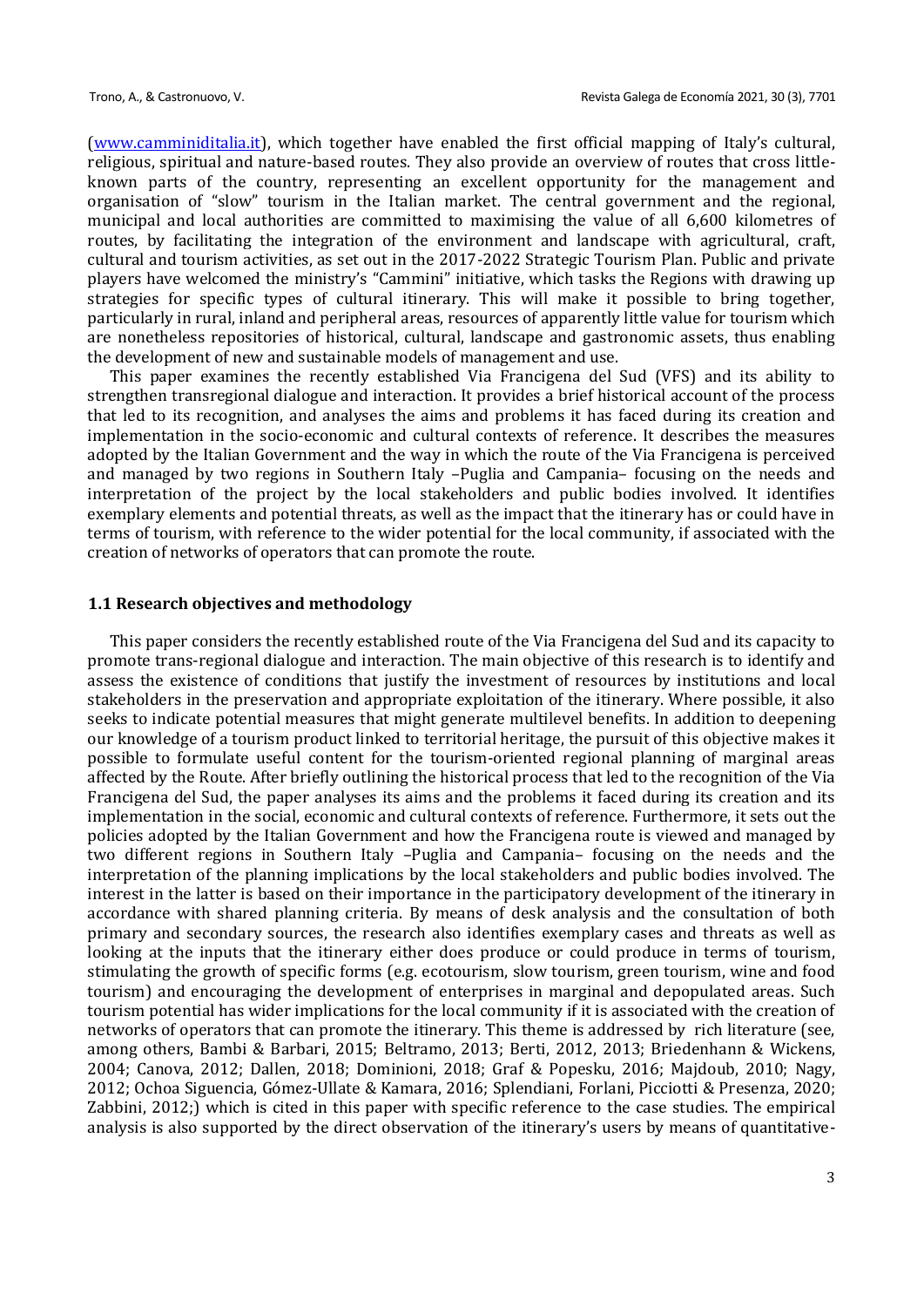([www.camminiditalia.it](www.camminiditalia.it)), which together have enabled the first official mapping of Italy's cultural, religious, spiritual and nature-based routes. They also provide an overview of routes that cross little-known parts of the country, representing an excellent opportunity for the management and organisation of "slow" tourism in the Italian market. The central government and the regional, municipal and local authorities are committed to maximising the value of all 6,600 kilometres of routes, by facilitating the integration of the environment and landscape with agricultural, craft, cultural and tourism activities, as set out in the 2017-2022 Strategic Tourism Plan. Public and private players have welcomed the ministry's "Cammini" initiative, which tasks the Regions with drawing up strategies for specific types of cultural itinerary. This will make it possible to bring together, particularly in rural, inland and peripheral areas, resources of apparently little value for tourism which are nonetheless repositories of historical, cultural, landscape and gastronomic assets, thus enabling the development of new and sustainable models of management and use.

This paper examines the recently established Via Francigena del Sud (VFS) and its ability to strengthen transregional dialogue and interaction. It provides a brief historical account of the process that led to its recognition, and analyses the aims and problems it has faced during its creation and implementation in the socio-economic and cultural contexts of reference. It describes the measures adopted by the Italian Government and the way in which the route of the Via Francigena is perceived and managed by two regions in Southern Italy –Puglia and Campania– focusing on the needs and interpretation of the project by the local stakeholders and public bodies involved. It identifies exemplary elements and potential threats, as well as the impact that the itinerary has or could have in terms of tourism, with reference to the wider potential for the local community, if associated with the creation of networks of operators that can promote the route.

### 1.1 Research objectives and methodology

This paper considers the recently established route of the Via Francigena del Sud and its capacity to promote trans-regional dialogue and interaction. The main objective of this research is to identify and assess the existence of conditions that justify the investment of resources by institutions and local stakeholders in the preservation and appropriate exploitation of the itinerary. Where possible, it also seeks to indicate potential measures that might generate multilevel benefits. In addition to deepening our knowledge of a tourism product linked to territorial heritage, the pursuit of this objective makes it possible to formulate useful content for the tourism-oriented regional planning of marginal areas affected by the Route. After briefly outlining the historical process that led to the recognition of the Via Francigena del Sud, the paper analyses its aims and the problems it faced during its creation and its implementation in the social, economic and cultural contexts of reference. Furthermore, it sets out the policies adopted by the Italian Government and how the Francigena route is viewed and managed by two different regions in Southern Italy –Puglia and Campania– focusing on the needs and the interpretation of the planning implications by the local stakeholders and public bodies involved. The interest in the latter is based on their importance in the participatory development of the itinerary in accordance with shared planning criteria. By means of desk analysis and the consultation of both primary and secondary sources, the research also identifies exemplary cases and threats as well as looking at the inputs that the itinerary either does produce or could produce in terms of tourism, stimulating the growth of specific forms (e.g. ecotourism, slow tourism, green tourism, wine and food tourism) and encouraging the development of enterprises in marginal and depopulated areas. Such tourism potential has wider implications for the local community if it is associated with the creation of networks of operators that can promote the itinerary. This theme is addressed by rich literature (see, among others, Bambi & Barbari, 2015; Beltramo, 2013; Berti, 2012, 2013; Briedenhann & Wickens, 2004; Canova, 2012; Dallen, 2018; Dominioni, 2018; Graf & Popesku, 2016; Majdoub, 2010; Nagy, 2012; Ochoa Siguencia, Gómez-Ullate & Kamara, 2016; Splendiani, Forlani, Picciotti & Presenza, 2020; Zabbini, 2012;) which is cited in this paper with specific reference to the case studies. The empirical analysis is also supported by the direct observation of the itinerary's users by means of quantitative-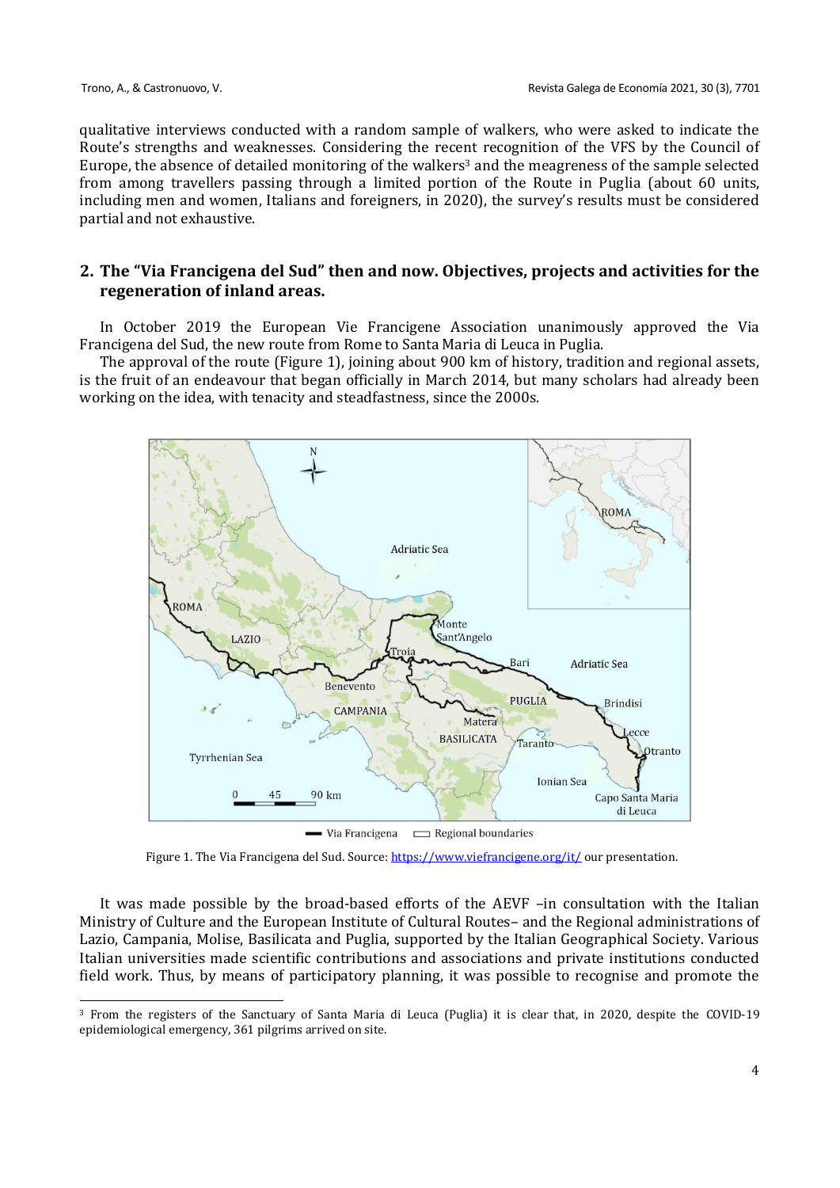qualitative interviews conducted with a random sample of walkers, who were asked to indicate the Route's strengths and weaknesses. Considering the recent recognition of the VFS by the Council of Europe, the absence of detailed monitoring of the walkers[3] and the meagreness of the sample selected from among travellers passing through a limited portion of the Route in Puglia (about 60 units, including men and women, Italians and foreigners, in 2020), the survey's results must be considered partial and not exhaustive.

## 2. The "Via Francigena del Sud" then and now. Objectives, projects and activities for the regeneration of inland areas.

In October 2019 the European Vie Francigene Association unanimously approved the Via Francigena del Sud, the new route from Rome to Santa Maria di Leuca in Puglia.

The approval of the route (Figure 1), joining about 900 km of history, tradition and regional assets, is the fruit of an endeavour that began officially in March 2014, but many scholars had already been working on the idea, with tenacity and steadfastness, since the 2000s.

Figure 1. The Via Francigena del Sud. Source: https://www.viefrancigene.org/it/ our presentation.

It was made possible by the broad-based efforts of the AEVF –in consultation with the Italian Ministry of Culture and the European Institute of Cultural Routes– and the Regional administrations of Lazio, Campania, Molise, Basilicata and Puglia, supported by the Italian Geographical Society. Various Italian universities made scientific contributions and associations and private institutions conducted field work. Thus, by means of participatory planning, it was possible to recognise and promote the

[3] From the registers of the Sanctuary of Santa Maria di Leuca (Puglia) it is clear that, in 2020, despite the COVID-19 epidemiological emergency, 361 pilgrims arrived on site.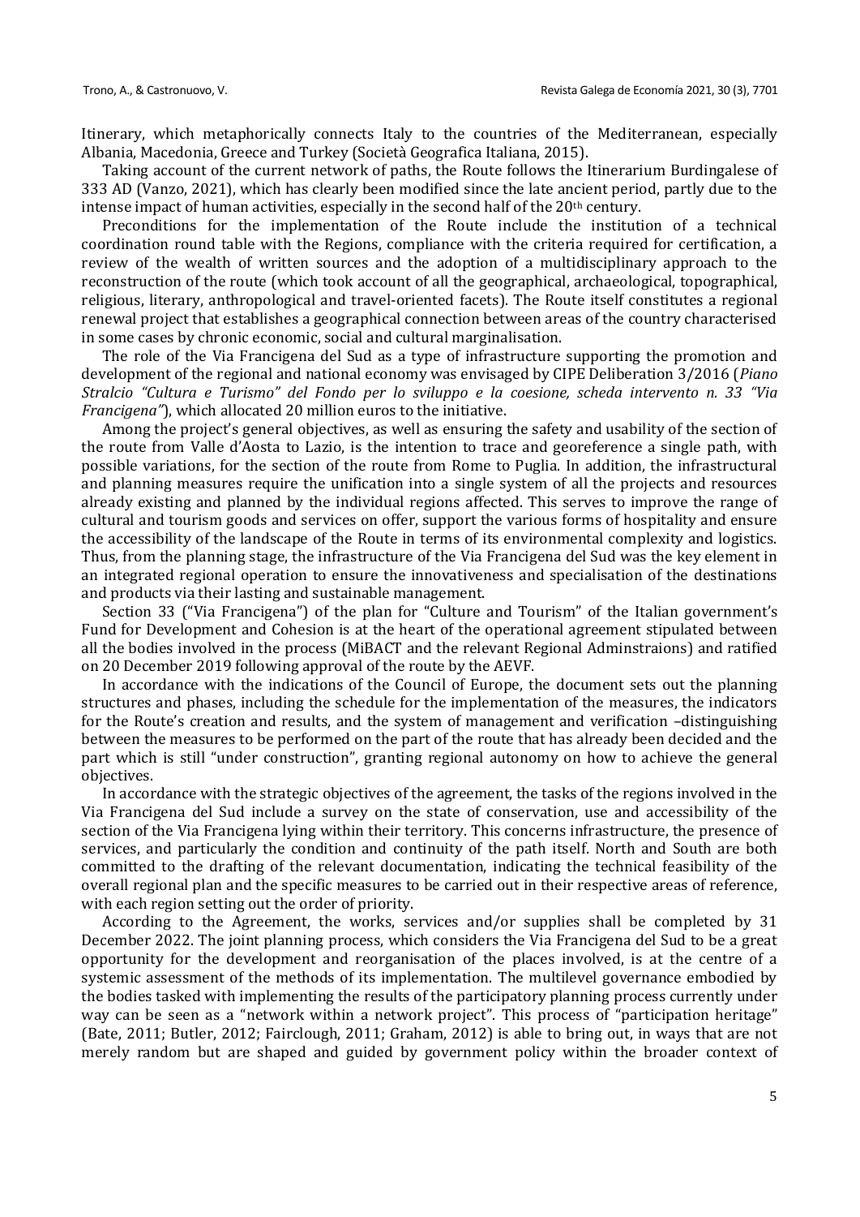Itinerary, which metaphorically connects Italy to the countries of the Mediterranean, especially Albania, Macedonia, Greece and Turkey (Società Geografica Italiana, 2015).

Taking account of the current network of paths, the Route follows the Itinerarium Burdingalese of 333 AD (Vanzo, 2021), which has clearly been modified since the late ancient period, partly due to the intense impact of human activities, especially in the second half of the 20th century.

Preconditions for the implementation of the Route include the institution of a technical coordination round table with the Regions, compliance with the criteria required for certification, a review of the wealth of written sources and the adoption of a multidisciplinary approach to the reconstruction of the route (which took account of all the geographical, archaeological, topographical, religious, literary, anthropological and travel-oriented facets). The Route itself constitutes a regional renewal project that establishes a geographical connection between areas of the country characterised in some cases by chronic economic, social and cultural marginalisation.

The role of the Via Francigena del Sud as a type of infrastructure supporting the promotion and development of the regional and national economy was envisaged by CIPE Deliberation 3/2016 (*Piano Stralcio "Cultura e Turismo" del Fondo per lo sviluppo e la coesione, scheda intervento n. 33 "Via Francigena"*), which allocated 20 million euros to the initiative.

Among the project's general objectives, as well as ensuring the safety and usability of the section of the route from Valle d'Aosta to Lazio, is the intention to trace and georeference a single path, with possible variations, for the section of the route from Rome to Puglia. In addition, the infrastructural and planning measures require the unification into a single system of all the projects and resources already existing and planned by the individual regions affected. This serves to improve the range of cultural and tourism goods and services on offer, support the various forms of hospitality and ensure the accessibility of the landscape of the Route in terms of its environmental complexity and logistics. Thus, from the planning stage, the infrastructure of the Via Francigena del Sud was the key element in an integrated regional operation to ensure the innovativeness and specialisation of the destinations and products via their lasting and sustainable management.

Section 33 ("Via Francigena") of the plan for "Culture and Tourism" of the Italian government's Fund for Development and Cohesion is at the heart of the operational agreement stipulated between all the bodies involved in the process (MiBACT and the relevant Regional Adminstraions) and ratified on 20 December 2019 following approval of the route by the AEVF.

In accordance with the indications of the Council of Europe, the document sets out the planning structures and phases, including the schedule for the implementation of the measures, the indicators for the Route's creation and results, and the system of management and verification –distinguishing between the measures to be performed on the part of the route that has already been decided and the part which is still "under construction", granting regional autonomy on how to achieve the general objectives.

In accordance with the strategic objectives of the agreement, the tasks of the regions involved in the Via Francigena del Sud include a survey on the state of conservation, use and accessibility of the section of the Via Francigena lying within their territory. This concerns infrastructure, the presence of services, and particularly the condition and continuity of the path itself. North and South are both committed to the drafting of the relevant documentation, indicating the technical feasibility of the overall regional plan and the specific measures to be carried out in their respective areas of reference, with each region setting out the order of priority.

According to the Agreement, the works, services and/or supplies shall be completed by 31 December 2022. The joint planning process, which considers the Via Francigena del Sud to be a great opportunity for the development and reorganisation of the places involved, is at the centre of a systemic assessment of the methods of its implementation. The multilevel governance embodied by the bodies tasked with implementing the results of the participatory planning process currently under way can be seen as a "network within a network project". This process of "participation heritage" (Bate, 2011; Butler, 2012; Fairclough, 2011; Graham, 2012) is able to bring out, in ways that are not merely random but are shaped and guided by government policy within the broader context of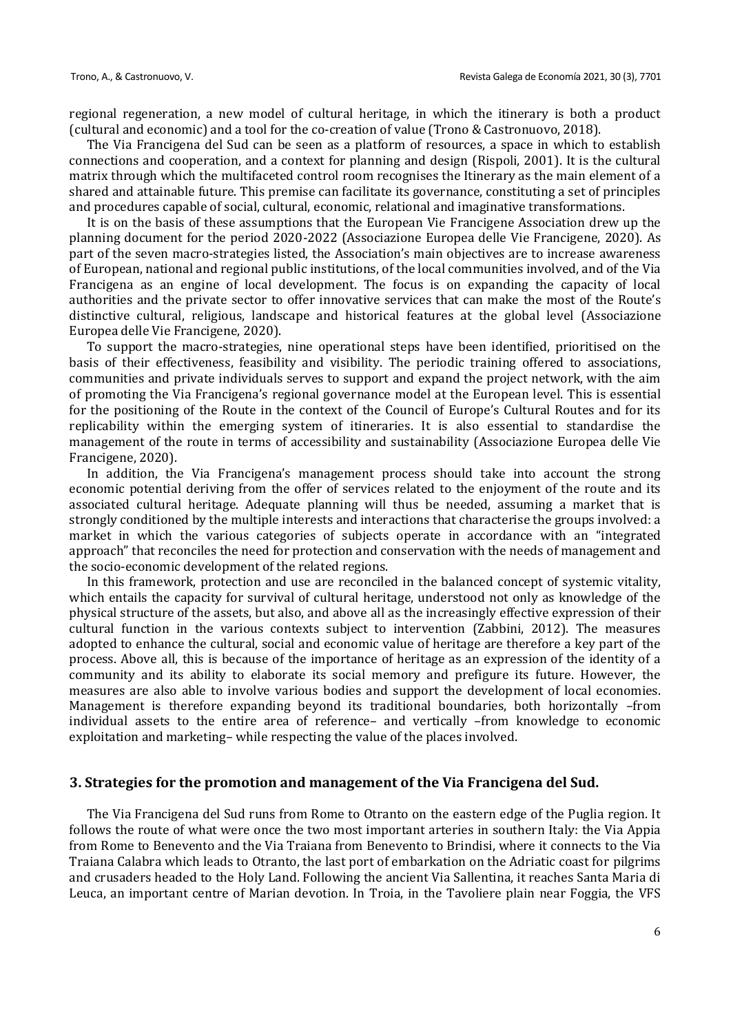regional regeneration, a new model of cultural heritage, in which the itinerary is both a product (cultural and economic) and a tool for the co-creation of value (Trono & Castronuovo, 2018).

The Via Francigena del Sud can be seen as a platform of resources, a space in which to establish connections and cooperation, and a context for planning and design (Rispoli, 2001). It is the cultural matrix through which the multifaceted control room recognises the Itinerary as the main element of a shared and attainable future. This premise can facilitate its governance, constituting a set of principles and procedures capable of social, cultural, economic, relational and imaginative transformations.

It is on the basis of these assumptions that the European Vie Francigene Association drew up the planning document for the period 2020-2022 (Associazione Europea delle Vie Francigene, 2020). As part of the seven macro-strategies listed, the Association's main objectives are to increase awareness of European, national and regional public institutions, of the local communities involved, and of the Via Francigena as an engine of local development. The focus is on expanding the capacity of local authorities and the private sector to offer innovative services that can make the most of the Route's distinctive cultural, religious, landscape and historical features at the global level (Associazione Europea delle Vie Francigene, 2020).

To support the macro-strategies, nine operational steps have been identified, prioritised on the basis of their effectiveness, feasibility and visibility. The periodic training offered to associations, communities and private individuals serves to support and expand the project network, with the aim of promoting the Via Francigena's regional governance model at the European level. This is essential for the positioning of the Route in the context of the Council of Europe's Cultural Routes and for its replicability within the emerging system of itineraries. It is also essential to standardise the management of the route in terms of accessibility and sustainability (Associazione Europea delle Vie Francigene, 2020).

In addition, the Via Francigena's management process should take into account the strong economic potential deriving from the offer of services related to the enjoyment of the route and its associated cultural heritage. Adequate planning will thus be needed, assuming a market that is strongly conditioned by the multiple interests and interactions that characterise the groups involved: a market in which the various categories of subjects operate in accordance with an "integrated approach" that reconciles the need for protection and conservation with the needs of management and the socio-economic development of the related regions.

In this framework, protection and use are reconciled in the balanced concept of systemic vitality, which entails the capacity for survival of cultural heritage, understood not only as knowledge of the physical structure of the assets, but also, and above all as the increasingly effective expression of their cultural function in the various contexts subject to intervention (Zabbini, 2012). The measures adopted to enhance the cultural, social and economic value of heritage are therefore a key part of the process. Above all, this is because of the importance of heritage as an expression of the identity of a community and its ability to elaborate its social memory and prefigure its future. However, the measures are also able to involve various bodies and support the development of local economies. Management is therefore expanding beyond its traditional boundaries, both horizontally –from individual assets to the entire area of reference– and vertically –from knowledge to economic exploitation and marketing– while respecting the value of the places involved.

## 3. Strategies for the promotion and management of the Via Francigena del Sud.

The Via Francigena del Sud runs from Rome to Otranto on the eastern edge of the Puglia region. It follows the route of what were once the two most important arteries in southern Italy: the Via Appia from Rome to Benevento and the Via Traiana from Benevento to Brindisi, where it connects to the Via Traiana Calabra which leads to Otranto, the last port of embarkation on the Adriatic coast for pilgrims and crusaders headed to the Holy Land. Following the ancient Via Sallentina, it reaches Santa Maria di Leuca, an important centre of Marian devotion. In Troia, in the Tavoliere plain near Foggia, the VFS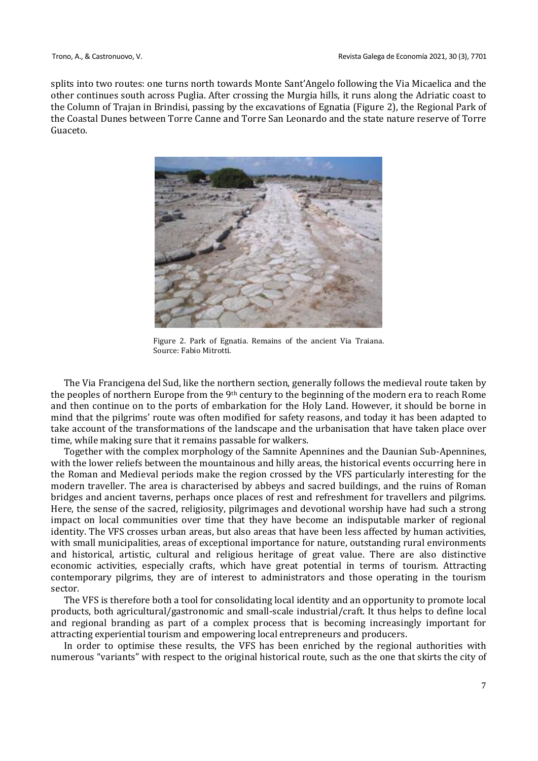splits into two routes: one turns north towards Monte Sant'Angelo following the Via Micaelica and the other continues south across Puglia. After crossing the Murgia hills, it runs along the Adriatic coast to the Column of Trajan in Brindisi, passing by the excavations of Egnatia (Figure 2), the Regional Park of the Coastal Dunes between Torre Canne and Torre San Leonardo and the state nature reserve of Torre Guaceto.

Figure 2. Park of Egnatia. Remains of the ancient Via Traiana.
Source: Fabio Mitrotti.

The Via Francigena del Sud, like the northern section, generally follows the medieval route taken by the peoples of northern Europe from the 9th century to the beginning of the modern era to reach Rome and then continue on to the ports of embarkation for the Holy Land. However, it should be borne in mind that the pilgrims' route was often modified for safety reasons, and today it has been adapted to take account of the transformations of the landscape and the urbanisation that have taken place over time, while making sure that it remains passable for walkers.

Together with the complex morphology of the Samnite Apennines and the Daunian Sub-Apennines, with the lower reliefs between the mountainous and hilly areas, the historical events occurring here in the Roman and Medieval periods make the region crossed by the VFS particularly interesting for the modern traveller. The area is characterised by abbeys and sacred buildings, and the ruins of Roman bridges and ancient taverns, perhaps once places of rest and refreshment for travellers and pilgrims. Here, the sense of the sacred, religiosity, pilgrimages and devotional worship have had such a strong impact on local communities over time that they have become an indisputable marker of regional identity. The VFS crosses urban areas, but also areas that have been less affected by human activities, with small municipalities, areas of exceptional importance for nature, outstanding rural environments and historical, artistic, cultural and religious heritage of great value. There are also distinctive economic activities, especially crafts, which have great potential in terms of tourism. Attracting contemporary pilgrims, they are of interest to administrators and those operating in the tourism sector.

The VFS is therefore both a tool for consolidating local identity and an opportunity to promote local products, both agricultural/gastronomic and small-scale industrial/craft. It thus helps to define local and regional branding as part of a complex process that is becoming increasingly important for attracting experiential tourism and empowering local entrepreneurs and producers.

In order to optimise these results, the VFS has been enriched by the regional authorities with numerous "variants" with respect to the original historical route, such as the one that skirts the city of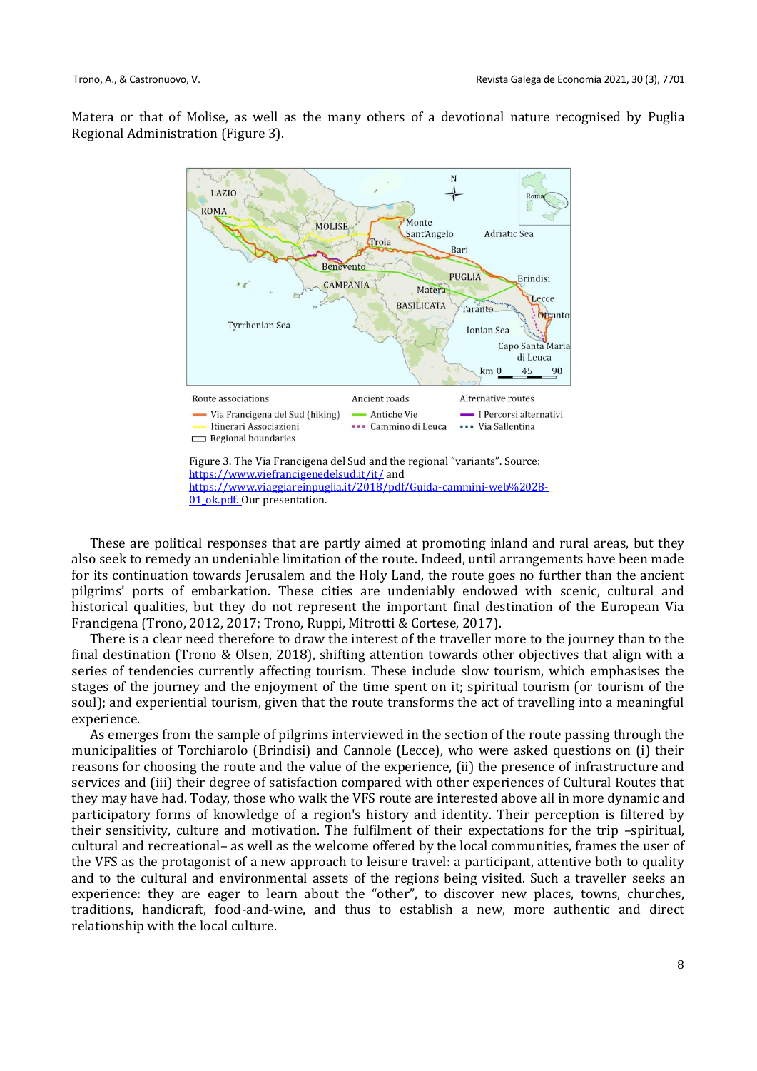Matera or that of Molise, as well as the many others of a devotional nature recognised by Puglia Regional Administration (Figure 3).

Figure 3. The Via Francigena del Sud and the regional "variants". Source: https://www.viefrancigenedelsud.it/it/ and https://www.viaggiareinpuglia.it/2018/pdf/Guida-cammini-web%2028-01_ok.pdf. Our presentation.

These are political responses that are partly aimed at promoting inland and rural areas, but they also seek to remedy an undeniable limitation of the route. Indeed, until arrangements have been made for its continuation towards Jerusalem and the Holy Land, the route goes no further than the ancient pilgrims' ports of embarkation. These cities are undeniably endowed with scenic, cultural and historical qualities, but they do not represent the important final destination of the European Via Francigena (Trono, 2012, 2017; Trono, Ruppi, Mitrotti & Cortese, 2017).

There is a clear need therefore to draw the interest of the traveller more to the journey than to the final destination (Trono & Olsen, 2018), shifting attention towards other objectives that align with a series of tendencies currently affecting tourism. These include slow tourism, which emphasises the stages of the journey and the enjoyment of the time spent on it; spiritual tourism (or tourism of the soul); and experiential tourism, given that the route transforms the act of travelling into a meaningful experience.

As emerges from the sample of pilgrims interviewed in the section of the route passing through the municipalities of Torchiarolo (Brindisi) and Cannole (Lecce), who were asked questions on (i) their reasons for choosing the route and the value of the experience, (ii) the presence of infrastructure and services and (iii) their degree of satisfaction compared with other experiences of Cultural Routes that they may have had. Today, those who walk the VFS route are interested above all in more dynamic and participatory forms of knowledge of a region's history and identity. Their perception is filtered by their sensitivity, culture and motivation. The fulfilment of their expectations for the trip –spiritual, cultural and recreational– as well as the welcome offered by the local communities, frames the user of the VFS as the protagonist of a new approach to leisure travel: a participant, attentive both to quality and to the cultural and environmental assets of the regions being visited. Such a traveller seeks an experience: they are eager to learn about the "other", to discover new places, towns, churches, traditions, handicraft, food-and-wine, and thus to establish a new, more authentic and direct relationship with the local culture.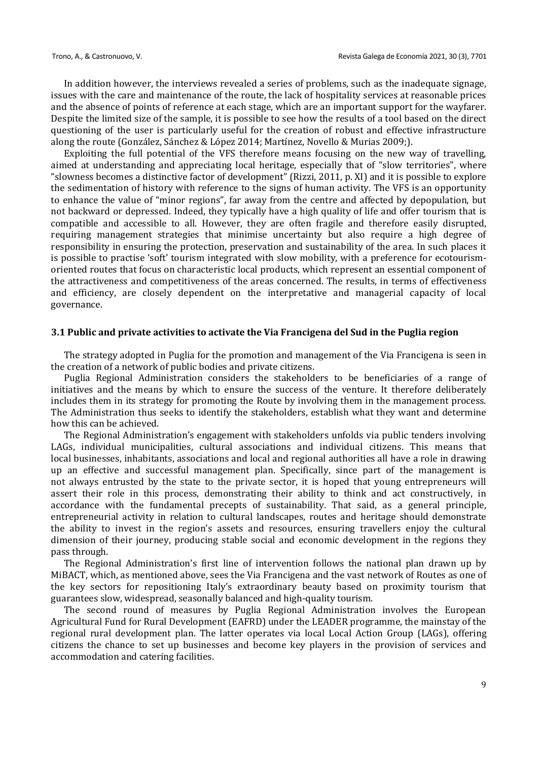In addition however, the interviews revealed a series of problems, such as the inadequate signage, issues with the care and maintenance of the route, the lack of hospitality services at reasonable prices and the absence of points of reference at each stage, which are an important support for the wayfarer. Despite the limited size of the sample, it is possible to see how the results of a tool based on the direct questioning of the user is particularly useful for the creation of robust and effective infrastructure along the route (González, Sánchez & López 2014; Martínez, Novello & Murias 2009;).

Exploiting the full potential of the VFS therefore means focusing on the new way of travelling, aimed at understanding and appreciating local heritage, especially that of "slow territories", where "slowness becomes a distinctive factor of development" (Rizzi, 2011, p. XI) and it is possible to explore the sedimentation of history with reference to the signs of human activity. The VFS is an opportunity to enhance the value of "minor regions", far away from the centre and affected by depopulation, but not backward or depressed. Indeed, they typically have a high quality of life and offer tourism that is compatible and accessible to all. However, they are often fragile and therefore easily disrupted, requiring management strategies that minimise uncertainty but also require a high degree of responsibility in ensuring the protection, preservation and sustainability of the area. In such places it is possible to practise 'soft' tourism integrated with slow mobility, with a preference for ecotourism-oriented routes that focus on characteristic local products, which represent an essential component of the attractiveness and competitiveness of the areas concerned. The results, in terms of effectiveness and efficiency, are closely dependent on the interpretative and managerial capacity of local governance.

### 3.1 Public and private activities to activate the Via Francigena del Sud in the Puglia region

The strategy adopted in Puglia for the promotion and management of the Via Francigena is seen in the creation of a network of public bodies and private citizens.

Puglia Regional Administration considers the stakeholders to be beneficiaries of a range of initiatives and the means by which to ensure the success of the venture. It therefore deliberately includes them in its strategy for promoting the Route by involving them in the management process. The Administration thus seeks to identify the stakeholders, establish what they want and determine how this can be achieved.

The Regional Administration's engagement with stakeholders unfolds via public tenders involving LAGs, individual municipalities, cultural associations and individual citizens. This means that local businesses, inhabitants, associations and local and regional authorities all have a role in drawing up an effective and successful management plan. Specifically, since part of the management is not always entrusted by the state to the private sector, it is hoped that young entrepreneurs will assert their role in this process, demonstrating their ability to think and act constructively, in accordance with the fundamental precepts of sustainability. That said, as a general principle, entrepreneurial activity in relation to cultural landscapes, routes and heritage should demonstrate the ability to invest in the region's assets and resources, ensuring travellers enjoy the cultural dimension of their journey, producing stable social and economic development in the regions they pass through.

The Regional Administration's first line of intervention follows the national plan drawn up by MiBACT, which, as mentioned above, sees the Via Francigena and the vast network of Routes as one of the key sectors for repositioning Italy's extraordinary beauty based on proximity tourism that guarantees slow, widespread, seasonally balanced and high-quality tourism.

The second round of measures by Puglia Regional Administration involves the European Agricultural Fund for Rural Development (EAFRD) under the LEADER programme, the mainstay of the regional rural development plan. The latter operates via local Local Action Group (LAGs), offering citizens the chance to set up businesses and become key players in the provision of services and accommodation and catering facilities.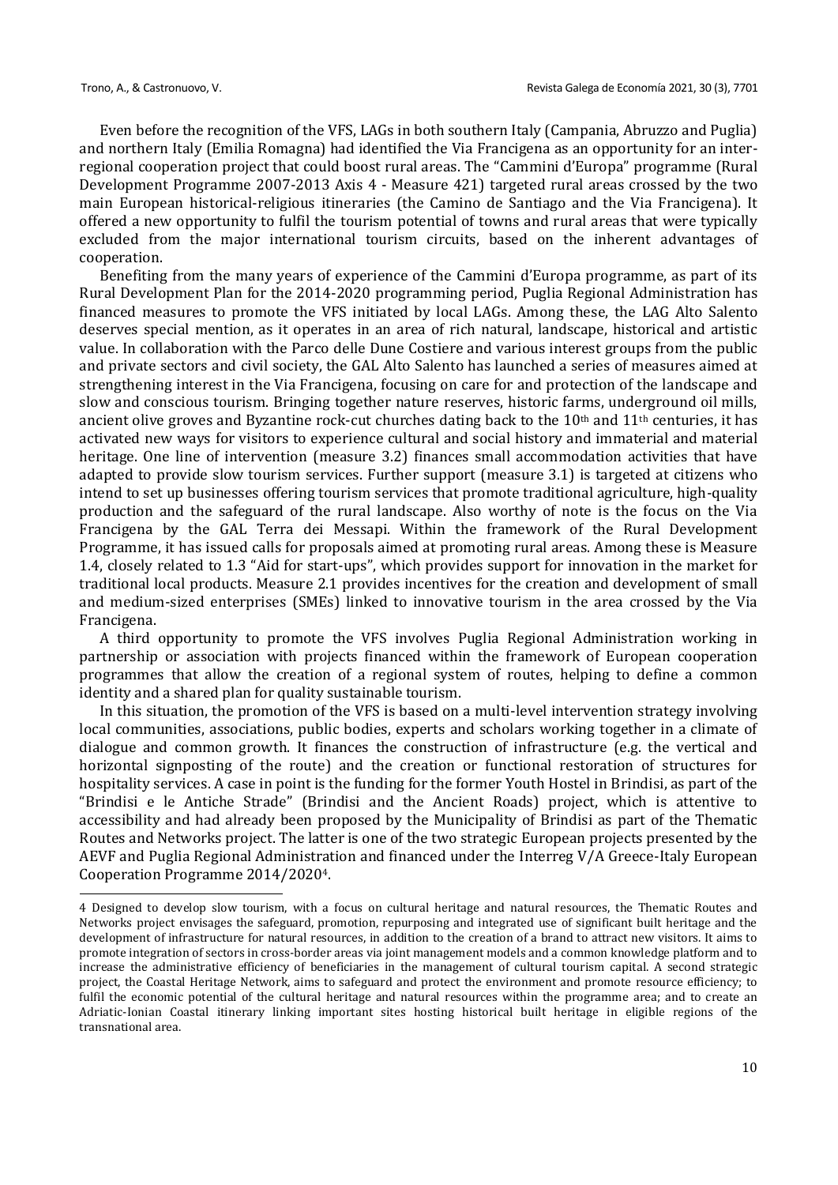Even before the recognition of the VFS, LAGs in both southern Italy (Campania, Abruzzo and Puglia) and northern Italy (Emilia Romagna) had identified the Via Francigena as an opportunity for an inter-regional cooperation project that could boost rural areas. The "Cammini d'Europa" programme (Rural Development Programme 2007-2013 Axis 4 - Measure 421) targeted rural areas crossed by the two main European historical-religious itineraries (the Camino de Santiago and the Via Francigena). It offered a new opportunity to fulfil the tourism potential of towns and rural areas that were typically excluded from the major international tourism circuits, based on the inherent advantages of cooperation.

Benefiting from the many years of experience of the Cammini d'Europa programme, as part of its Rural Development Plan for the 2014-2020 programming period, Puglia Regional Administration has financed measures to promote the VFS initiated by local LAGs. Among these, the LAG Alto Salento deserves special mention, as it operates in an area of rich natural, landscape, historical and artistic value. In collaboration with the Parco delle Dune Costiere and various interest groups from the public and private sectors and civil society, the GAL Alto Salento has launched a series of measures aimed at strengthening interest in the Via Francigena, focusing on care for and protection of the landscape and slow and conscious tourism. Bringing together nature reserves, historic farms, underground oil mills, ancient olive groves and Byzantine rock-cut churches dating back to the 10th and 11th centuries, it has activated new ways for visitors to experience cultural and social history and immaterial and material heritage. One line of intervention (measure 3.2) finances small accommodation activities that have adapted to provide slow tourism services. Further support (measure 3.1) is targeted at citizens who intend to set up businesses offering tourism services that promote traditional agriculture, high-quality production and the safeguard of the rural landscape. Also worthy of note is the focus on the Via Francigena by the GAL Terra dei Messapi. Within the framework of the Rural Development Programme, it has issued calls for proposals aimed at promoting rural areas. Among these is Measure 1.4, closely related to 1.3 "Aid for start-ups", which provides support for innovation in the market for traditional local products. Measure 2.1 provides incentives for the creation and development of small and medium-sized enterprises (SMEs) linked to innovative tourism in the area crossed by the Via Francigena.

A third opportunity to promote the VFS involves Puglia Regional Administration working in partnership or association with projects financed within the framework of European cooperation programmes that allow the creation of a regional system of routes, helping to define a common identity and a shared plan for quality sustainable tourism.

In this situation, the promotion of the VFS is based on a multi-level intervention strategy involving local communities, associations, public bodies, experts and scholars working together in a climate of dialogue and common growth. It finances the construction of infrastructure (e.g. the vertical and horizontal signposting of the route) and the creation or functional restoration of structures for hospitality services. A case in point is the funding for the former Youth Hostel in Brindisi, as part of the "Brindisi e le Antiche Strade" (Brindisi and the Ancient Roads) project, which is attentive to accessibility and had already been proposed by the Municipality of Brindisi as part of the Thematic Routes and Networks project. The latter is one of the two strategic European projects presented by the AEVF and Puglia Regional Administration and financed under the Interreg V/A Greece-Italy European Cooperation Programme 2014/2020[4].

---

[4] Designed to develop slow tourism, with a focus on cultural heritage and natural resources, the Thematic Routes and Networks project envisages the safeguard, promotion, repurposing and integrated use of significant built heritage and the development of infrastructure for natural resources, in addition to the creation of a brand to attract new visitors. It aims to promote integration of sectors in cross-border areas via joint management models and a common knowledge platform and to increase the administrative efficiency of beneficiaries in the management of cultural tourism capital. A second strategic project, the Coastal Heritage Network, aims to safeguard and protect the environment and promote resource efficiency; to fulfil the economic potential of the cultural heritage and natural resources within the programme area; and to create an Adriatic-Ionian Coastal itinerary linking important sites hosting historical built heritage in eligible regions of the transnational area.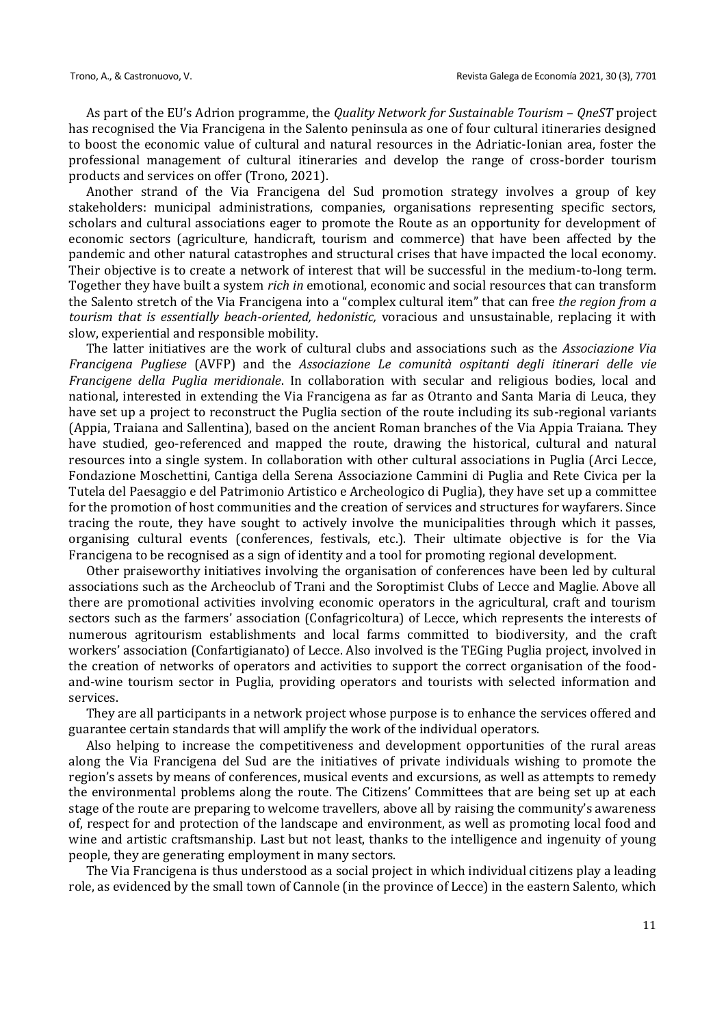As part of the EU's Adrion programme, the *Quality Network for Sustainable Tourism – QneST* project has recognised the Via Francigena in the Salento peninsula as one of four cultural itineraries designed to boost the economic value of cultural and natural resources in the Adriatic-Ionian area, foster the professional management of cultural itineraries and develop the range of cross-border tourism products and services on offer (Trono, 2021).

Another strand of the Via Francigena del Sud promotion strategy involves a group of key stakeholders: municipal administrations, companies, organisations representing specific sectors, scholars and cultural associations eager to promote the Route as an opportunity for development of economic sectors (agriculture, handicraft, tourism and commerce) that have been affected by the pandemic and other natural catastrophes and structural crises that have impacted the local economy. Their objective is to create a network of interest that will be successful in the medium-to-long term. Together they have built a system *rich in* emotional, economic and social resources that can transform the Salento stretch of the Via Francigena into a "complex cultural item" that can free *the region from a tourism that is essentially beach-oriented, hedonistic,* voracious and unsustainable, replacing it with slow, experiential and responsible mobility.

The latter initiatives are the work of cultural clubs and associations such as the *Associazione Via Francigena Pugliese* (AVFP) and the *Associazione Le comunità ospitanti degli itinerari delle vie Francigene della Puglia meridionale*. In collaboration with secular and religious bodies, local and national, interested in extending the Via Francigena as far as Otranto and Santa Maria di Leuca, they have set up a project to reconstruct the Puglia section of the route including its sub-regional variants (Appia, Traiana and Sallentina), based on the ancient Roman branches of the Via Appia Traiana. They have studied, geo-referenced and mapped the route, drawing the historical, cultural and natural resources into a single system. In collaboration with other cultural associations in Puglia (Arci Lecce, Fondazione Moschettini, Cantiga della Serena Associazione Cammini di Puglia and Rete Civica per la Tutela del Paesaggio e del Patrimonio Artistico e Archeologico di Puglia), they have set up a committee for the promotion of host communities and the creation of services and structures for wayfarers. Since tracing the route, they have sought to actively involve the municipalities through which it passes, organising cultural events (conferences, festivals, etc.). Their ultimate objective is for the Via Francigena to be recognised as a sign of identity and a tool for promoting regional development.

Other praiseworthy initiatives involving the organisation of conferences have been led by cultural associations such as the Archeoclub of Trani and the Soroptimist Clubs of Lecce and Maglie. Above all there are promotional activities involving economic operators in the agricultural, craft and tourism sectors such as the farmers' association (Confagricoltura) of Lecce, which represents the interests of numerous agritourism establishments and local farms committed to biodiversity, and the craft workers' association (Confartigianato) of Lecce. Also involved is the TEGing Puglia project, involved in the creation of networks of operators and activities to support the correct organisation of the food-and-wine tourism sector in Puglia, providing operators and tourists with selected information and services.

They are all participants in a network project whose purpose is to enhance the services offered and guarantee certain standards that will amplify the work of the individual operators.

Also helping to increase the competitiveness and development opportunities of the rural areas along the Via Francigena del Sud are the initiatives of private individuals wishing to promote the region's assets by means of conferences, musical events and excursions, as well as attempts to remedy the environmental problems along the route. The Citizens' Committees that are being set up at each stage of the route are preparing to welcome travellers, above all by raising the community's awareness of, respect for and protection of the landscape and environment, as well as promoting local food and wine and artistic craftsmanship. Last but not least, thanks to the intelligence and ingenuity of young people, they are generating employment in many sectors.

The Via Francigena is thus understood as a social project in which individual citizens play a leading role, as evidenced by the small town of Cannole (in the province of Lecce) in the eastern Salento, which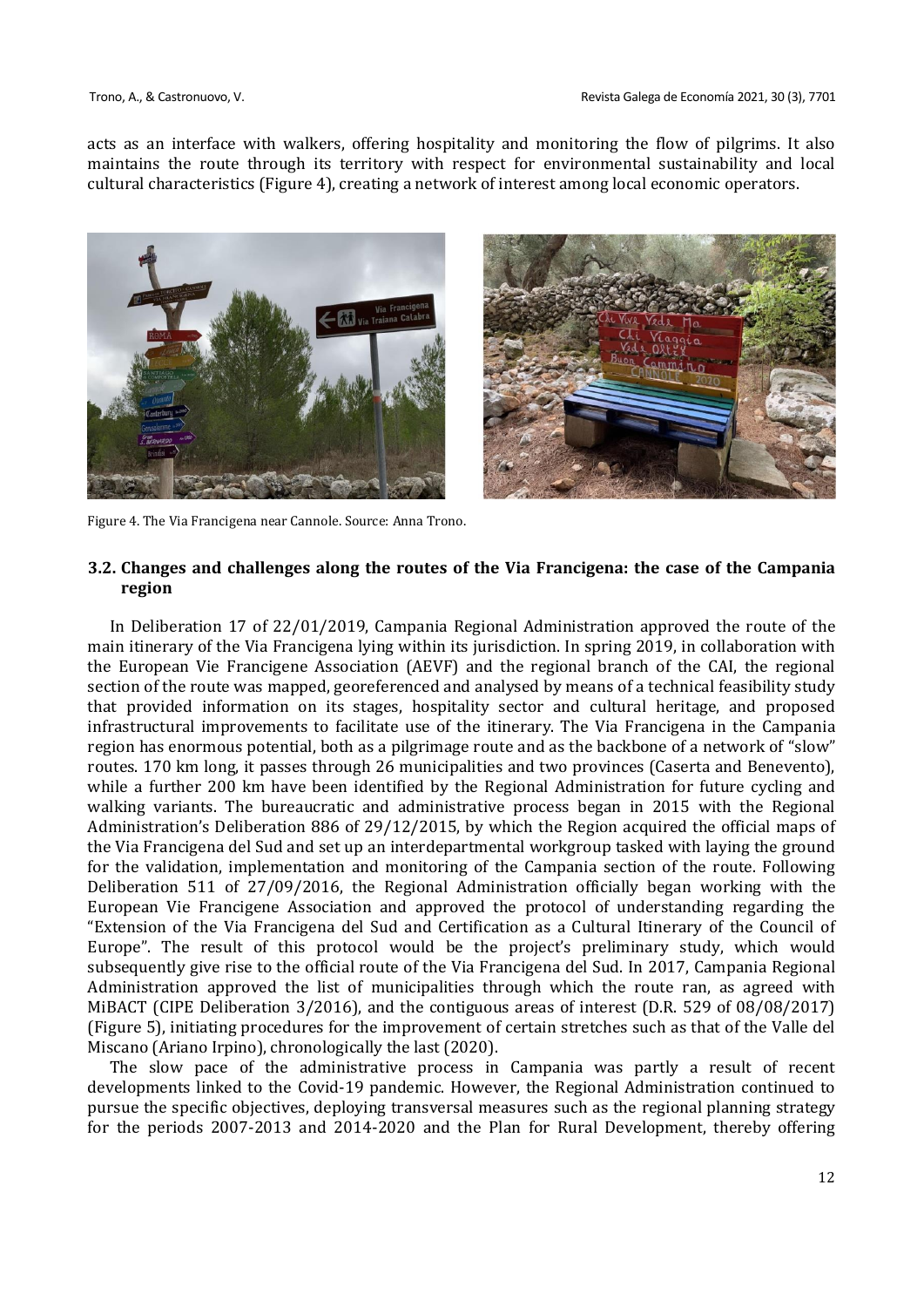acts as an interface with walkers, offering hospitality and monitoring the flow of pilgrims. It also maintains the route through its territory with respect for environmental sustainability and local cultural characteristics (Figure 4), creating a network of interest among local economic operators.

Figure 4. The Via Francigena near Cannole. Source: Anna Trono.

### 3.2. Changes and challenges along the routes of the Via Francigena: the case of the Campania region

In Deliberation 17 of 22/01/2019, Campania Regional Administration approved the route of the main itinerary of the Via Francigena lying within its jurisdiction. In spring 2019, in collaboration with the European Vie Francigene Association (AEVF) and the regional branch of the CAI, the regional section of the route was mapped, georeferenced and analysed by means of a technical feasibility study that provided information on its stages, hospitality sector and cultural heritage, and proposed infrastructural improvements to facilitate use of the itinerary. The Via Francigena in the Campania region has enormous potential, both as a pilgrimage route and as the backbone of a network of "slow" routes. 170 km long, it passes through 26 municipalities and two provinces (Caserta and Benevento), while a further 200 km have been identified by the Regional Administration for future cycling and walking variants. The bureaucratic and administrative process began in 2015 with the Regional Administration's Deliberation 886 of 29/12/2015, by which the Region acquired the official maps of the Via Francigena del Sud and set up an interdepartmental workgroup tasked with laying the ground for the validation, implementation and monitoring of the Campania section of the route. Following Deliberation 511 of 27/09/2016, the Regional Administration officially began working with the European Vie Francigene Association and approved the protocol of understanding regarding the "Extension of the Via Francigena del Sud and Certification as a Cultural Itinerary of the Council of Europe". The result of this protocol would be the project's preliminary study, which would subsequently give rise to the official route of the Via Francigena del Sud. In 2017, Campania Regional Administration approved the list of municipalities through which the route ran, as agreed with MiBACT (CIPE Deliberation 3/2016), and the contiguous areas of interest (D.R. 529 of 08/08/2017) (Figure 5), initiating procedures for the improvement of certain stretches such as that of the Valle del Miscano (Ariano Irpino), chronologically the last (2020).

The slow pace of the administrative process in Campania was partly a result of recent developments linked to the Covid-19 pandemic. However, the Regional Administration continued to pursue the specific objectives, deploying transversal measures such as the regional planning strategy for the periods 2007-2013 and 2014-2020 and the Plan for Rural Development, thereby offering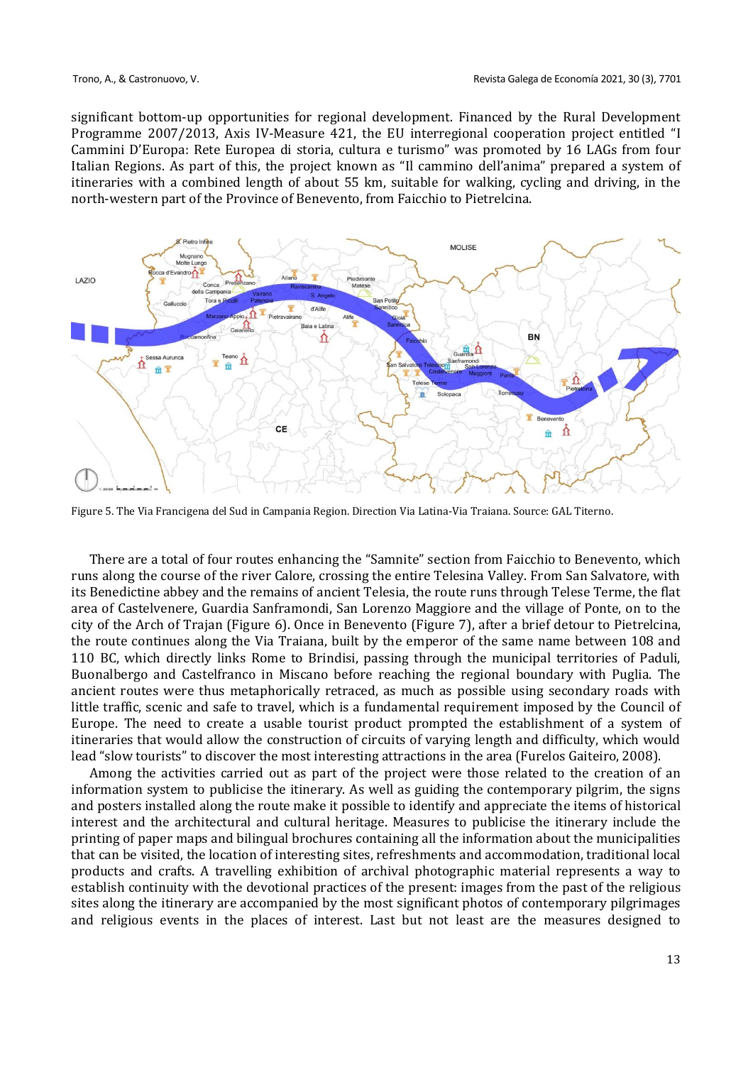significant bottom-up opportunities for regional development. Financed by the Rural Development Programme 2007/2013, Axis IV-Measure 421, the EU interregional cooperation project entitled "I Cammini D'Europa: Rete Europea di storia, cultura e turismo" was promoted by 16 LAGs from four Italian Regions. As part of this, the project known as "Il cammino dell'anima" prepared a system of itineraries with a combined length of about 55 km, suitable for walking, cycling and driving, in the north-western part of the Province of Benevento, from Faicchio to Pietrelcina.

Figure 5. The Via Francigena del Sud in Campania Region. Direction Via Latina-Via Traiana. Source: GAL Titerno.

There are a total of four routes enhancing the "Samnite" section from Faicchio to Benevento, which runs along the course of the river Calore, crossing the entire Telesina Valley. From San Salvatore, with its Benedictine abbey and the remains of ancient Telesia, the route runs through Telese Terme, the flat area of Castelvenere, Guardia Sanframondi, San Lorenzo Maggiore and the village of Ponte, on to the city of the Arch of Trajan (Figure 6). Once in Benevento (Figure 7), after a brief detour to Pietrelcina, the route continues along the Via Traiana, built by the emperor of the same name between 108 and 110 BC, which directly links Rome to Brindisi, passing through the municipal territories of Paduli, Buonalbergo and Castelfranco in Miscano before reaching the regional boundary with Puglia. The ancient routes were thus metaphorically retraced, as much as possible using secondary roads with little traffic, scenic and safe to travel, which is a fundamental requirement imposed by the Council of Europe. The need to create a usable tourist product prompted the establishment of a system of itineraries that would allow the construction of circuits of varying length and difficulty, which would lead "slow tourists" to discover the most interesting attractions in the area (Furelos Gaiteiro, 2008).

Among the activities carried out as part of the project were those related to the creation of an information system to publicise the itinerary. As well as guiding the contemporary pilgrim, the signs and posters installed along the route make it possible to identify and appreciate the items of historical interest and the architectural and cultural heritage. Measures to publicise the itinerary include the printing of paper maps and bilingual brochures containing all the information about the municipalities that can be visited, the location of interesting sites, refreshments and accommodation, traditional local products and crafts. A travelling exhibition of archival photographic material represents a way to establish continuity with the devotional practices of the present: images from the past of the religious sites along the itinerary are accompanied by the most significant photos of contemporary pilgrimages and religious events in the places of interest. Last but not least are the measures designed to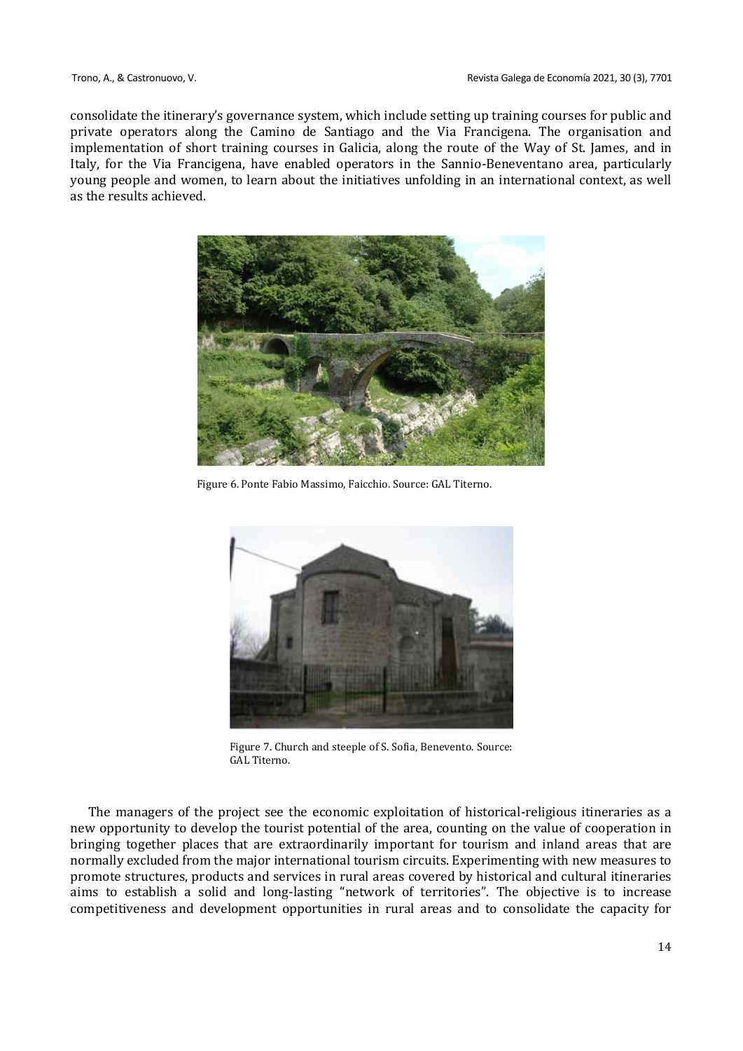consolidate the itinerary's governance system, which include setting up training courses for public and private operators along the Camino de Santiago and the Via Francigena. The organisation and implementation of short training courses in Galicia, along the route of the Way of St. James, and in Italy, for the Via Francigena, have enabled operators in the Sannio-Beneventano area, particularly young people and women, to learn about the initiatives unfolding in an international context, as well as the results achieved.

Figure 6. Ponte Fabio Massimo, Faicchio. Source: GAL Titerno.

Figure 7. Church and steeple of S. Sofia, Benevento. Source: GAL Titerno.

The managers of the project see the economic exploitation of historical-religious itineraries as a new opportunity to develop the tourist potential of the area, counting on the value of cooperation in bringing together places that are extraordinarily important for tourism and inland areas that are normally excluded from the major international tourism circuits. Experimenting with new measures to promote structures, products and services in rural areas covered by historical and cultural itineraries aims to establish a solid and long-lasting "network of territories". The objective is to increase competitiveness and development opportunities in rural areas and to consolidate the capacity for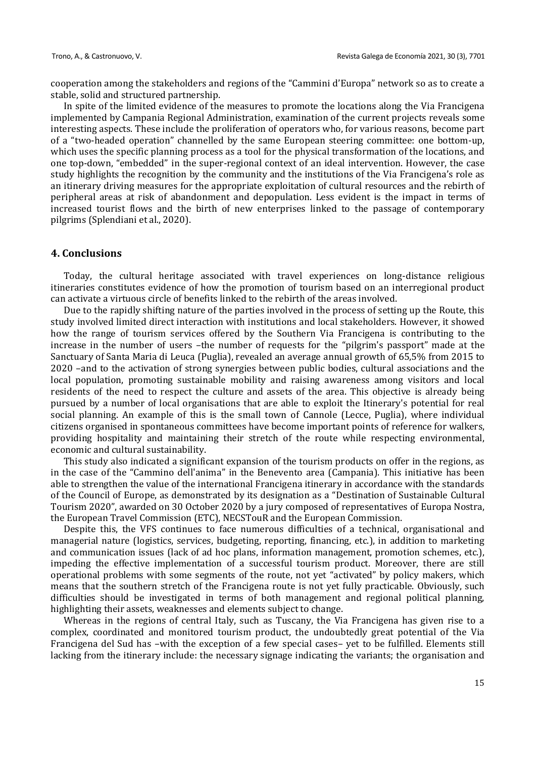cooperation among the stakeholders and regions of the "Cammini d'Europa" network so as to create a stable, solid and structured partnership.

In spite of the limited evidence of the measures to promote the locations along the Via Francigena implemented by Campania Regional Administration, examination of the current projects reveals some interesting aspects. These include the proliferation of operators who, for various reasons, become part of a "two-headed operation" channelled by the same European steering committee: one bottom-up, which uses the specific planning process as a tool for the physical transformation of the locations, and one top-down, "embedded" in the super-regional context of an ideal intervention. However, the case study highlights the recognition by the community and the institutions of the Via Francigena's role as an itinerary driving measures for the appropriate exploitation of cultural resources and the rebirth of peripheral areas at risk of abandonment and depopulation. Less evident is the impact in terms of increased tourist flows and the birth of new enterprises linked to the passage of contemporary pilgrims (Splendiani et al., 2020).

## 4. Conclusions

Today, the cultural heritage associated with travel experiences on long-distance religious itineraries constitutes evidence of how the promotion of tourism based on an interregional product can activate a virtuous circle of benefits linked to the rebirth of the areas involved.

Due to the rapidly shifting nature of the parties involved in the process of setting up the Route, this study involved limited direct interaction with institutions and local stakeholders. However, it showed how the range of tourism services offered by the Southern Via Francigena is contributing to the increase in the number of users –the number of requests for the "pilgrim's passport" made at the Sanctuary of Santa Maria di Leuca (Puglia), revealed an average annual growth of 65,5% from 2015 to 2020 –and to the activation of strong synergies between public bodies, cultural associations and the local population, promoting sustainable mobility and raising awareness among visitors and local residents of the need to respect the culture and assets of the area. This objective is already being pursued by a number of local organisations that are able to exploit the Itinerary's potential for real social planning. An example of this is the small town of Cannole (Lecce, Puglia), where individual citizens organised in spontaneous committees have become important points of reference for walkers, providing hospitality and maintaining their stretch of the route while respecting environmental, economic and cultural sustainability.

This study also indicated a significant expansion of the tourism products on offer in the regions, as in the case of the "Cammino dell'anima" in the Benevento area (Campania). This initiative has been able to strengthen the value of the international Francigena itinerary in accordance with the standards of the Council of Europe, as demonstrated by its designation as a "Destination of Sustainable Cultural Tourism 2020", awarded on 30 October 2020 by a jury composed of representatives of Europa Nostra, the European Travel Commission (ETC), NECSTouR and the European Commission.

Despite this, the VFS continues to face numerous difficulties of a technical, organisational and managerial nature (logistics, services, budgeting, reporting, financing, etc.), in addition to marketing and communication issues (lack of ad hoc plans, information management, promotion schemes, etc.), impeding the effective implementation of a successful tourism product. Moreover, there are still operational problems with some segments of the route, not yet "activated" by policy makers, which means that the southern stretch of the Francigena route is not yet fully practicable. Obviously, such difficulties should be investigated in terms of both management and regional political planning, highlighting their assets, weaknesses and elements subject to change.

Whereas in the regions of central Italy, such as Tuscany, the Via Francigena has given rise to a complex, coordinated and monitored tourism product, the undoubtedly great potential of the Via Francigena del Sud has –with the exception of a few special cases– yet to be fulfilled. Elements still lacking from the itinerary include: the necessary signage indicating the variants; the organisation and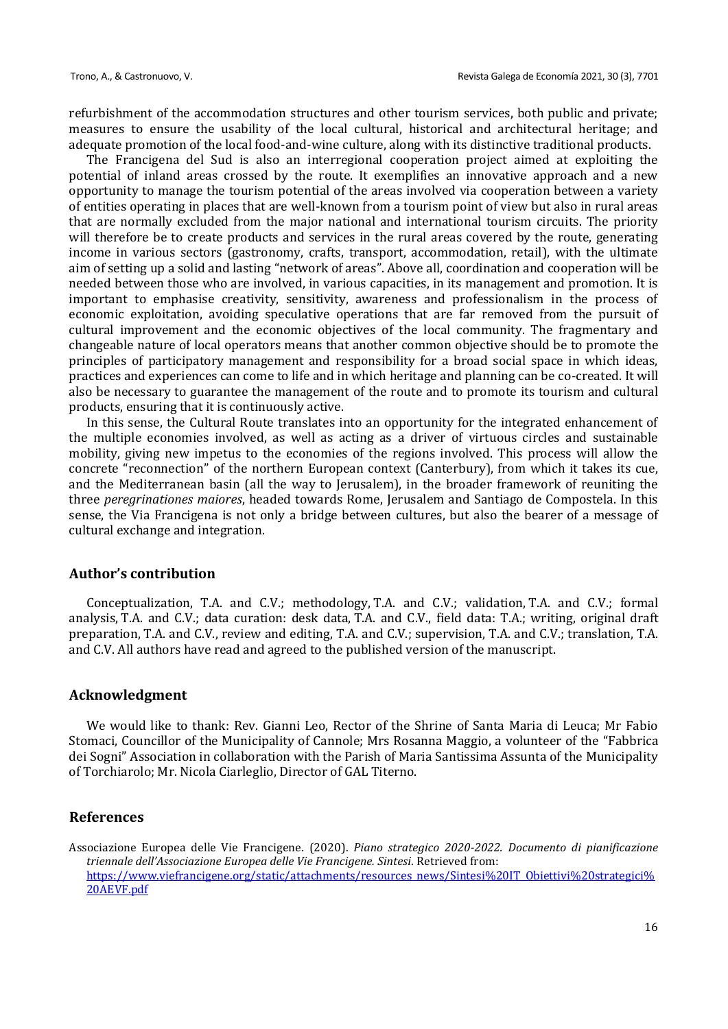refurbishment of the accommodation structures and other tourism services, both public and private; measures to ensure the usability of the local cultural, historical and architectural heritage; and adequate promotion of the local food-and-wine culture, along with its distinctive traditional products.

The Francigena del Sud is also an interregional cooperation project aimed at exploiting the potential of inland areas crossed by the route. It exemplifies an innovative approach and a new opportunity to manage the tourism potential of the areas involved via cooperation between a variety of entities operating in places that are well-known from a tourism point of view but also in rural areas that are normally excluded from the major national and international tourism circuits. The priority will therefore be to create products and services in the rural areas covered by the route, generating income in various sectors (gastronomy, crafts, transport, accommodation, retail), with the ultimate aim of setting up a solid and lasting "network of areas". Above all, coordination and cooperation will be needed between those who are involved, in various capacities, in its management and promotion. It is important to emphasise creativity, sensitivity, awareness and professionalism in the process of economic exploitation, avoiding speculative operations that are far removed from the pursuit of cultural improvement and the economic objectives of the local community. The fragmentary and changeable nature of local operators means that another common objective should be to promote the principles of participatory management and responsibility for a broad social space in which ideas, practices and experiences can come to life and in which heritage and planning can be co-created. It will also be necessary to guarantee the management of the route and to promote its tourism and cultural products, ensuring that it is continuously active.

In this sense, the Cultural Route translates into an opportunity for the integrated enhancement of the multiple economies involved, as well as acting as a driver of virtuous circles and sustainable mobility, giving new impetus to the economies of the regions involved. This process will allow the concrete "reconnection" of the northern European context (Canterbury), from which it takes its cue, and the Mediterranean basin (all the way to Jerusalem), in the broader framework of reuniting the three *peregrinationes maiores*, headed towards Rome, Jerusalem and Santiago de Compostela. In this sense, the Via Francigena is not only a bridge between cultures, but also the bearer of a message of cultural exchange and integration.

## Author's contribution

Conceptualization, T.A. and C.V.; methodology, T.A. and C.V.; validation, T.A. and C.V.; formal analysis, T.A. and C.V.; data curation: desk data, T.A. and C.V., field data: T.A.; writing, original draft preparation, T.A. and C.V., review and editing, T.A. and C.V.; supervision, T.A. and C.V.; translation, T.A. and C.V. All authors have read and agreed to the published version of the manuscript.

## Acknowledgment

We would like to thank: Rev. Gianni Leo, Rector of the Shrine of Santa Maria di Leuca; Mr Fabio Stomaci, Councillor of the Municipality of Cannole; Mrs Rosanna Maggio, a volunteer of the "Fabbrica dei Sogni" Association in collaboration with the Parish of Maria Santissima Assunta of the Municipality of Torchiarolo; Mr. Nicola Ciarleglio, Director of GAL Titerno.

## References

Associazione Europea delle Vie Francigene. (2020). *Piano strategico 2020-2022. Documento di pianificazione triennale dell'Associazione Europea delle Vie Francigene. Sintesi*. Retrieved from: [https://www.viefrancigene.org/static/attachments/resources_news/Sintesi%20IT_Obiettivi%20strategici%20AEVF.pdf](https://www.viefrancigene.org/static/attachments/resources_news/Sintesi%20IT_Obiettivi%20strategici%20AEVF.pdf)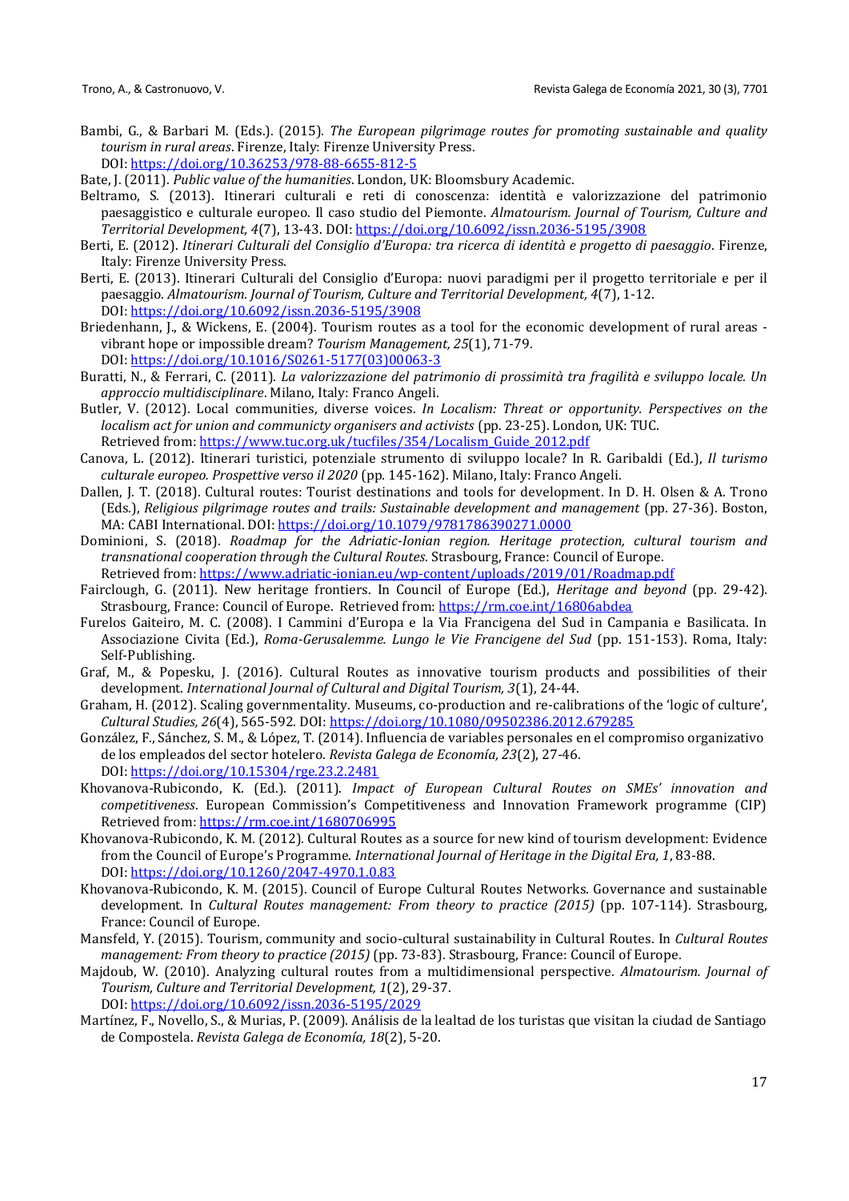Bambi, G., & Barbari M. (Eds.). (2015). *The European pilgrimage routes for promoting sustainable and quality tourism in rural areas*. Firenze, Italy: Firenze University Press. DOI: https://doi.org/10.36253/978-88-6655-812-5

Bate, J. (2011). *Public value of the humanities*. London, UK: Bloomsbury Academic.

Beltramo, S. (2013). Itinerari culturali e reti di conoscenza: identità e valorizzazione del patrimonio paesaggistico e culturale europeo. Il caso studio del Piemonte. *Almatourism. Journal of Tourism, Culture and Territorial Development, 4*(7), 13-43. DOI: https://doi.org/10.6092/issn.2036-5195/3908

Berti, E. (2012). *Itinerari Culturali del Consiglio d'Europa: tra ricerca di identità e progetto di paesaggio*. Firenze, Italy: Firenze University Press.

Berti, E. (2013). Itinerari Culturali del Consiglio d'Europa: nuovi paradigmi per il progetto territoriale e per il paesaggio. *Almatourism. Journal of Tourism, Culture and Territorial Development, 4*(7), 1-12. DOI: https://doi.org/10.6092/issn.2036-5195/3908

Briedenhann, J., & Wickens, E. (2004). Tourism routes as a tool for the economic development of rural areas - vibrant hope or impossible dream? *Tourism Management, 25*(1), 71-79. DOI: https://doi.org/10.1016/S0261-5177(03)00063-3

Buratti, N., & Ferrari, C. (2011). *La valorizzazione del patrimonio di prossimità tra fragilità e sviluppo locale. Un approccio multidisciplinare*. Milano, Italy: Franco Angeli.

Butler, V. (2012). Local communities, diverse voices. *In Localism: Threat or opportunity. Perspectives on the localism act for union and communicty organisers and activists* (pp. 23-25). London, UK: TUC. Retrieved from: https://www.tuc.org.uk/tucfiles/354/Localism_Guide_2012.pdf

Canova, L. (2012). Itinerari turistici, potenziale strumento di sviluppo locale? In R. Garibaldi (Ed.), *Il turismo culturale europeo. Prospettive verso il 2020* (pp. 145-162). Milano, Italy: Franco Angeli.

Dallen, J. T. (2018). Cultural routes: Tourist destinations and tools for development. In D. H. Olsen & A. Trono (Eds.), *Religious pilgrimage routes and trails: Sustainable development and management* (pp. 27-36). Boston, MA: CABI International. DOI: https://doi.org/10.1079/9781786390271.0000

Dominioni, S. (2018). *Roadmap for the Adriatic-Ionian region. Heritage protection, cultural tourism and transnational cooperation through the Cultural Routes*. Strasbourg, France: Council of Europe. Retrieved from: https://www.adriatic-ionian.eu/wp-content/uploads/2019/01/Roadmap.pdf

Fairclough, G. (2011). New heritage frontiers. In Council of Europe (Ed.), *Heritage and beyond* (pp. 29-42). Strasbourg, France: Council of Europe. Retrieved from: https://rm.coe.int/16806abdea

Furelos Gaiteiro, M. C. (2008). I Cammini d'Europa e la Via Francigena del Sud in Campania e Basilicata. In Associazione Civita (Ed.), *Roma-Gerusalemme. Lungo le Vie Francigene del Sud* (pp. 151-153). Roma, Italy: Self-Publishing.

Graf, M., & Popesku, J. (2016). Cultural Routes as innovative tourism products and possibilities of their development. *International Journal of Cultural and Digital Tourism, 3*(1), 24-44.

Graham, H. (2012). Scaling governmentality. Museums, co-production and re-calibrations of the 'logic of culture', *Cultural Studies, 26*(4), 565-592. DOI: https://doi.org/10.1080/09502386.2012.679285

González, F., Sánchez, S. M., & López, T. (2014). Influencia de variables personales en el compromiso organizativo de los empleados del sector hotelero. *Revista Galega de Economía, 23*(2), 27-46. DOI: https://doi.org/10.15304/rge.23.2.2481

Khovanova-Rubicondo, K. (Ed.). (2011). *Impact of European Cultural Routes on SMEs' innovation and competitiveness*. European Commission's Competitiveness and Innovation Framework programme (CIP) Retrieved from: https://rm.coe.int/1680706995

Khovanova-Rubicondo, K. M. (2012). Cultural Routes as a source for new kind of tourism development: Evidence from the Council of Europe's Programme. *International Journal of Heritage in the Digital Era, 1*, 83-88. DOI: https://doi.org/10.1260/2047-4970.1.0.83

Khovanova-Rubicondo, K. M. (2015). Council of Europe Cultural Routes Networks. Governance and sustainable development. In *Cultural Routes management: From theory to practice (2015)* (pp. 107-114). Strasbourg, France: Council of Europe.

Mansfeld, Y. (2015). Tourism, community and socio-cultural sustainability in Cultural Routes. In *Cultural Routes management: From theory to practice (2015)* (pp. 73-83). Strasbourg, France: Council of Europe.

Majdoub, W. (2010). Analyzing cultural routes from a multidimensional perspective. *Almatourism. Journal of Tourism, Culture and Territorial Development, 1*(2), 29-37. DOI: https://doi.org/10.6092/issn.2036-5195/2029

Martínez, F., Novello, S., & Murias, P. (2009). Análisis de la lealtad de los turistas que visitan la ciudad de Santiago de Compostela. *Revista Galega de Economía, 18*(2), 5-20.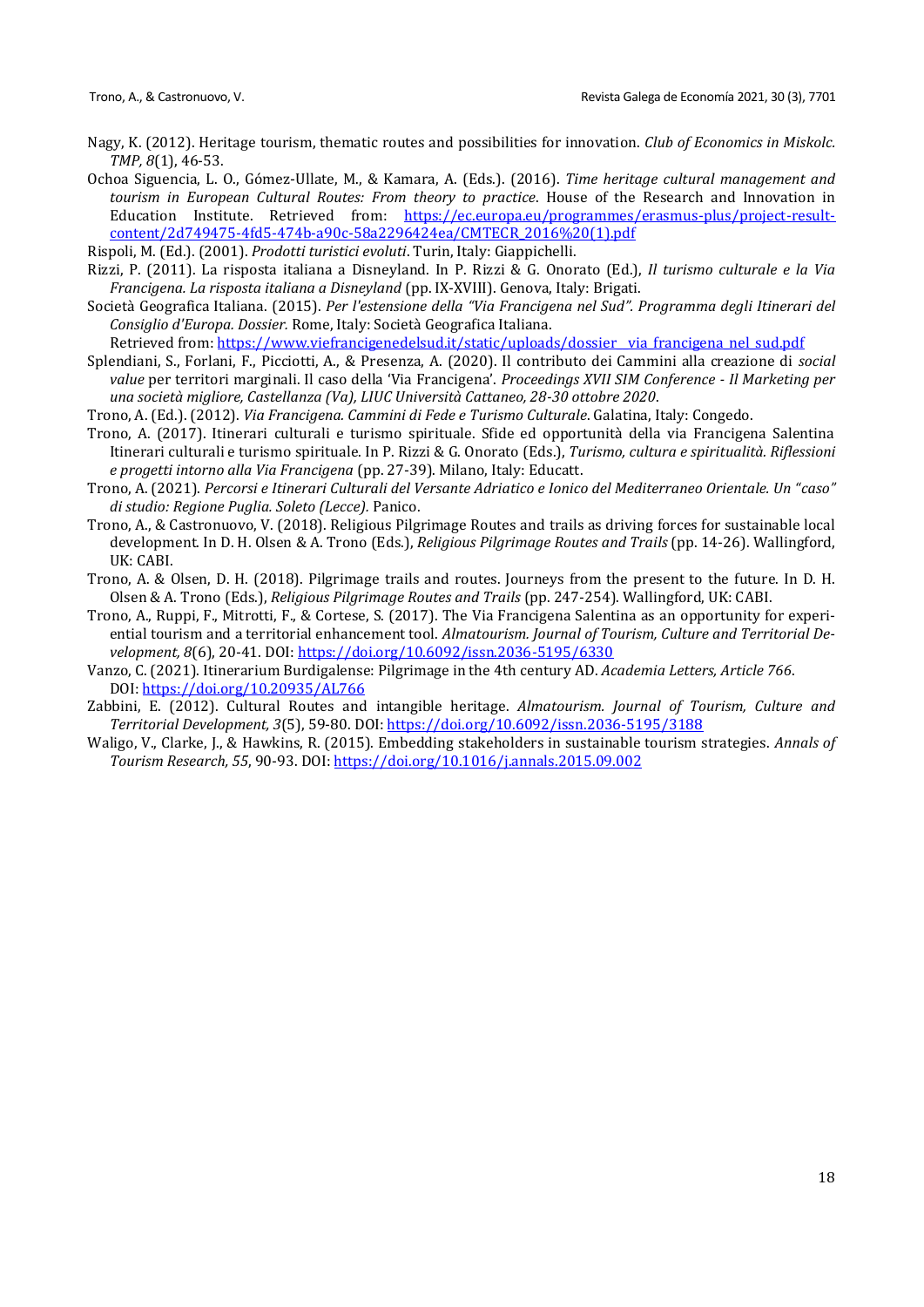Nagy, K. (2012). Heritage tourism, thematic routes and possibilities for innovation. *Club of Economics in Miskolc. TMP, 8*(1), 46-53.

Ochoa Siguencia, L. O., Gómez-Ullate, M., & Kamara, A. (Eds.). (2016). *Time heritage cultural management and tourism in European Cultural Routes: From theory to practice*. House of the Research and Innovation in Education Institute. Retrieved from: https://ec.europa.eu/programmes/erasmus-plus/project-result-content/2d749475-4fd5-474b-a90c-58a2296424ea/CMTECR_2016%20(1).pdf

Rispoli, M. (Ed.). (2001). *Prodotti turistici evoluti*. Turin, Italy: Giappichelli.

Rizzi, P. (2011). La risposta italiana a Disneyland. In P. Rizzi & G. Onorato (Ed.), *Il turismo culturale e la Via Francigena. La risposta italiana a Disneyland* (pp. IX-XVIII). Genova, Italy: Brigati.

Società Geografica Italiana. (2015). *Per l'estensione della "Via Francigena nel Sud". Programma degli Itinerari del Consiglio d'Europa. Dossier.* Rome, Italy: Società Geografica Italiana. Retrieved from: https://www.viefrancigenedelsud.it/static/uploads/dossier_via_francigena_nel_sud.pdf

Splendiani, S., Forlani, F., Picciotti, A., & Presenza, A. (2020). Il contributo dei Cammini alla creazione di *social value* per territori marginali. Il caso della 'Via Francigena'. *Proceedings XVII SIM Conference - Il Marketing per una società migliore, Castellanza (Va), LIUC Università Cattaneo, 28-30 ottobre 2020*.

Trono, A. (Ed.). (2012). *Via Francigena. Cammini di Fede e Turismo Culturale*. Galatina, Italy: Congedo.

Trono, A. (2017). Itinerari culturali e turismo spirituale. Sfide ed opportunità della via Francigena Salentina Itinerari culturali e turismo spirituale. In P. Rizzi & G. Onorato (Eds.), *Turismo, cultura e spiritualità. Riflessioni e progetti intorno alla Via Francigena* (pp. 27-39). Milano, Italy: Educatt.

Trono, A. (2021). *Percorsi e Itinerari Culturali del Versante Adriatico e Ionico del Mediterraneo Orientale. Un "caso" di studio: Regione Puglia. Soleto (Lecce).* Panico.

Trono, A., & Castronuovo, V. (2018). Religious Pilgrimage Routes and trails as driving forces for sustainable local development. In D. H. Olsen & A. Trono (Eds.), *Religious Pilgrimage Routes and Trails* (pp. 14-26). Wallingford, UK: CABI.

Trono, A. & Olsen, D. H. (2018). Pilgrimage trails and routes. Journeys from the present to the future. In D. H. Olsen & A. Trono (Eds.), *Religious Pilgrimage Routes and Trails* (pp. 247-254). Wallingford, UK: CABI.

Trono, A., Ruppi, F., Mitrotti, F., & Cortese, S. (2017). The Via Francigena Salentina as an opportunity for experiential tourism and a territorial enhancement tool. *Almatourism. Journal of Tourism, Culture and Territorial Development, 8*(6), 20-41. DOI: https://doi.org/10.6092/issn.2036-5195/6330

Vanzo, C. (2021). Itinerarium Burdigalense: Pilgrimage in the 4th century AD. *Academia Letters, Article 766*. DOI: https://doi.org/10.20935/AL766

Zabbini, E. (2012). Cultural Routes and intangible heritage. *Almatourism. Journal of Tourism, Culture and Territorial Development, 3*(5), 59-80. DOI: https://doi.org/10.6092/issn.2036-5195/3188

Waligo, V., Clarke, J., & Hawkins, R. (2015). Embedding stakeholders in sustainable tourism strategies. *Annals of Tourism Research, 55*, 90-93. DOI: https://doi.org/10.1016/j.annals.2015.09.002